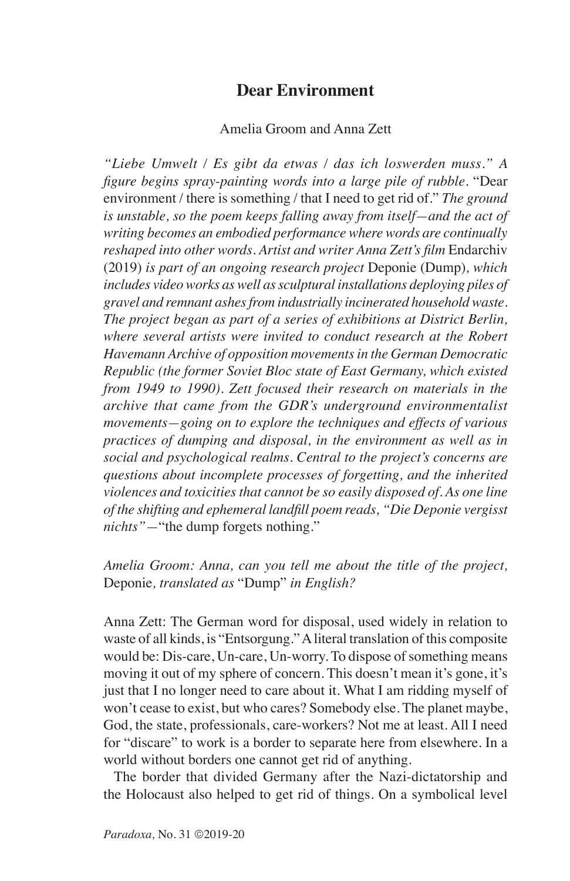# Dear Environment

Amelia Groom and Anna Zett

*"Liebe Umwelt / Es gibt da etwas / das ich loswerden muss." A figure begins spray-painting words into a large pile of rubble.* "Dear environment / there is something / that I need to get rid of." *The ground is unstable, so the poem keeps falling away from itself—and the act of writing becomes an embodied performance where words are continually reshaped into other words. Artist and writer Anna Zett's film* Endarchiv *(2019) is part of an ongoing research project* Deponie (Dump)*, which includes video works as well as sculptural installations deploying piles of gravel and remnant ashes from industrially incinerated household waste. The project began as part of a series of exhibitions at District Berlin, where several artists were invited to conduct research at the Robert Havemann Archive of opposition movements in the German Democratic Republic (the former Soviet Bloc state of East Germany, which existed from 1949 to 1990). Zett focused their research on materials in the archive that came from the GDR's underground environmentalist movements—going on to explore the techniques and effects of various practices of dumping and disposal, in the environment as well as in social and psychological realms. Central to the project's concerns are questions about incomplete processes of forgetting, and the inherited violences and toxicities that cannot be so easily disposed of. As one line of the shifting and ephemeral landfill poem reads, "Die Deponie vergisst nichts"—*"the dump forgets nothing."

*Amelia Groom: Anna, can you tell me about the title of the project,* Deponie*, translated as* "Dump" *in English?*

Anna Zett: The German word for disposal, used widely in relation to waste of all kinds, is "Entsorgung." A literal translation of this composite would be: Dis-care, Un-care, Un-worry. To dispose of something means moving it out of my sphere of concern. This doesn't mean it's gone, it's just that I no longer need to care about it. What I am ridding myself of won't cease to exist, but who cares? Somebody else. The planet maybe, God, the state, professionals, care-workers? Not me at least. All I need for "discare" to work is a border to separate here from elsewhere. In a world without borders one cannot get rid of anything.

The border that divided Germany after the Nazi-dictatorship and the Holocaust also helped to get rid of things. On a symbolical level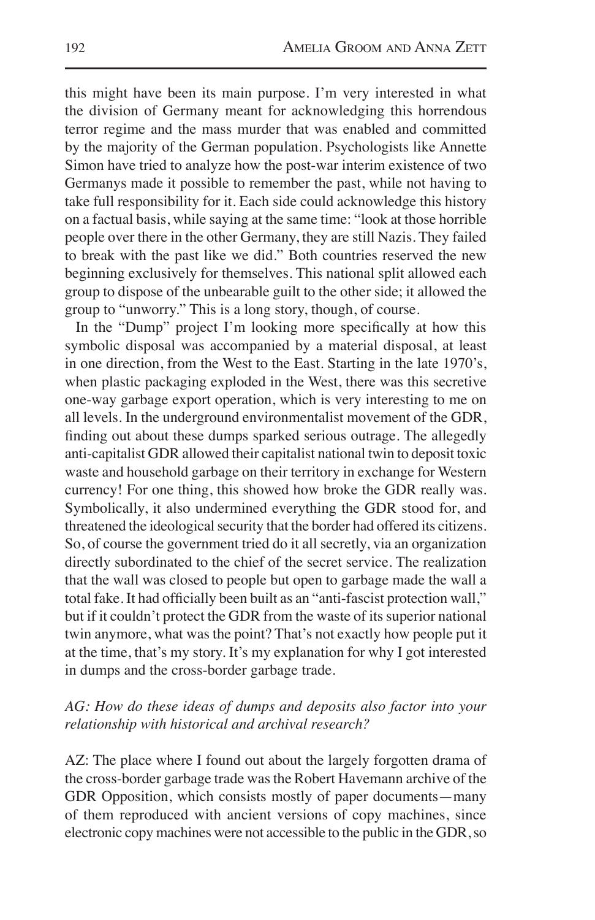this might have been its main purpose. I'm very interested in what the division of Germany meant for acknowledging this horrendous terror regime and the mass murder that was enabled and committed by the majority of the German population. Psychologists like Annette Simon have tried to analyze how the post-war interim existence of two Germanys made it possible to remember the past, while not having to take full responsibility for it. Each side could acknowledge this history on a factual basis, while saying at the same time: "look at those horrible people over there in the other Germany, they are still Nazis. They failed to break with the past like we did." Both countries reserved the new beginning exclusively for themselves. This national split allowed each group to dispose of the unbearable guilt to the other side; it allowed the group to "unworry." This is a long story, though, of course.

In the "Dump" project I'm looking more specifically at how this symbolic disposal was accompanied by a material disposal, at least in one direction, from the West to the East. Starting in the late 1970's, when plastic packaging exploded in the West, there was this secretive one-way garbage export operation, which is very interesting to me on all levels. In the underground environmentalist movement of the GDR, finding out about these dumps sparked serious outrage. The allegedly anti-capitalist GDR allowed their capitalist national twin to deposit toxic waste and household garbage on their territory in exchange for Western currency! For one thing, this showed how broke the GDR really was. Symbolically, it also undermined everything the GDR stood for, and threatened the ideological security that the border had offered its citizens. So, of course the government tried do it all secretly, via an organization directly subordinated to the chief of the secret service. The realization that the wall was closed to people but open to garbage made the wall a total fake. It had officially been built as an "anti-fascist protection wall," but if it couldn't protect the GDR from the waste of its superior national twin anymore, what was the point? That's not exactly how people put it at the time, that's my story. It's my explanation for why I got interested in dumps and the cross-border garbage trade.

*AG: How do these ideas of dumps and deposits also factor into your relationship with historical and archival research?*

AZ: The place where I found out about the largely forgotten drama of the cross-border garbage trade was the Robert Havemann archive of the GDR Opposition, which consists mostly of paper documents—many of them reproduced with ancient versions of copy machines, since electronic copy machines were not accessible to the public in the GDR, so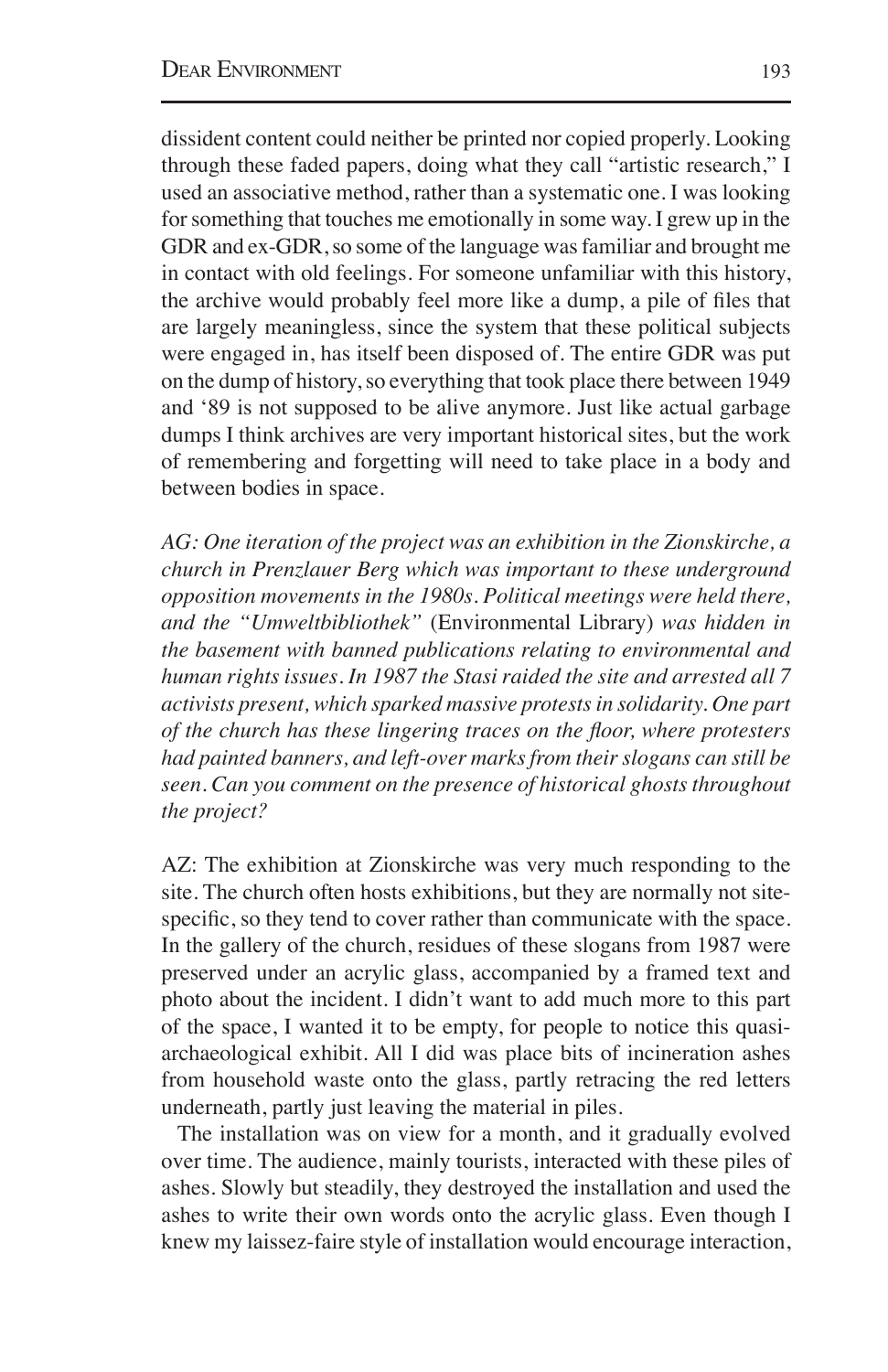dissident content could neither be printed nor copied properly. Looking through these faded papers, doing what they call "artistic research," I used an associative method, rather than a systematic one. I was looking for something that touches me emotionally in some way. I grew up in the GDR and ex-GDR, so some of the language was familiar and brought me in contact with old feelings. For someone unfamiliar with this history, the archive would probably feel more like a dump, a pile of files that are largely meaningless, since the system that these political subjects were engaged in, has itself been disposed of. The entire GDR was put on the dump of history, so everything that took place there between 1949 and '89 is not supposed to be alive anymore. Just like actual garbage dumps I think archives are very important historical sites, but the work of remembering and forgetting will need to take place in a body and between bodies in space.

*AG: One iteration of the project was an exhibition in the Zionskirche, a church in Prenzlauer Berg which was important to these underground opposition movements in the 1980s. Political meetings were held there, and the "Umweltbibliothek"* (Environmental Library) *was hidden in the basement with banned publications relating to environmental and human rights issues. In 1987 the Stasi raided the site and arrested all 7 activists present, which sparked massive protests in solidarity. One part of the church has these lingering traces on the floor, where protesters had painted banners, and left-over marks from their slogans can still be seen. Can you comment on the presence of historical ghosts throughout the project?*

AZ: The exhibition at Zionskirche was very much responding to the site. The church often hosts exhibitions, but they are normally not site-specific, so they tend to cover rather than communicate with the space. In the gallery of the church, residues of these slogans from 1987 were preserved under an acrylic glass, accompanied by a framed text and photo about the incident. I didn't want to add much more to this part of the space, I wanted it to be empty, for people to notice this quasi-archaeological exhibit. All I did was place bits of incineration ashes from household waste onto the glass, partly retracing the red letters underneath, partly just leaving the material in piles.

The installation was on view for a month, and it gradually evolved over time. The audience, mainly tourists, interacted with these piles of ashes. Slowly but steadily, they destroyed the installation and used the ashes to write their own words onto the acrylic glass. Even though I knew my laissez-faire style of installation would encourage interaction,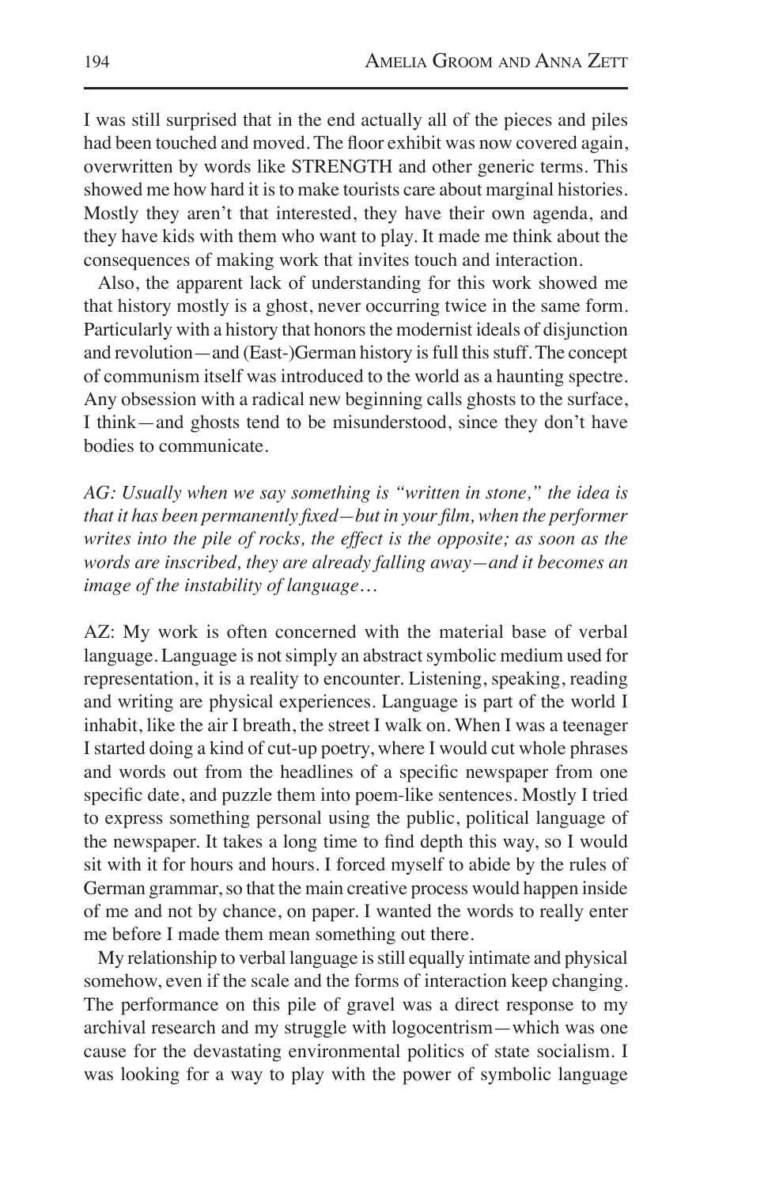I was still surprised that in the end actually all of the pieces and piles had been touched and moved. The floor exhibit was now covered again, overwritten by words like STRENGTH and other generic terms. This showed me how hard it is to make tourists care about marginal histories. Mostly they aren't that interested, they have their own agenda, and they have kids with them who want to play. It made me think about the consequences of making work that invites touch and interaction.

Also, the apparent lack of understanding for this work showed me that history mostly is a ghost, never occurring twice in the same form. Particularly with a history that honors the modernist ideals of disjunction and revolution—and (East-)German history is full this stuff. The concept of communism itself was introduced to the world as a haunting spectre. Any obsession with a radical new beginning calls ghosts to the surface, I think—and ghosts tend to be misunderstood, since they don't have bodies to communicate.

*AG: Usually when we say something is "written in stone," the idea is that it has been permanently fixed—but in your film, when the performer writes into the pile of rocks, the effect is the opposite; as soon as the words are inscribed, they are already falling away—and it becomes an image of the instability of language…*

AZ: My work is often concerned with the material base of verbal language. Language is not simply an abstract symbolic medium used for representation, it is a reality to encounter. Listening, speaking, reading and writing are physical experiences. Language is part of the world I inhabit, like the air I breath, the street I walk on. When I was a teenager I started doing a kind of cut-up poetry, where I would cut whole phrases and words out from the headlines of a specific newspaper from one specific date, and puzzle them into poem-like sentences. Mostly I tried to express something personal using the public, political language of the newspaper. It takes a long time to find depth this way, so I would sit with it for hours and hours. I forced myself to abide by the rules of German grammar, so that the main creative process would happen inside of me and not by chance, on paper. I wanted the words to really enter me before I made them mean something out there.

My relationship to verbal language is still equally intimate and physical somehow, even if the scale and the forms of interaction keep changing. The performance on this pile of gravel was a direct response to my archival research and my struggle with logocentrism—which was one cause for the devastating environmental politics of state socialism. I was looking for a way to play with the power of symbolic language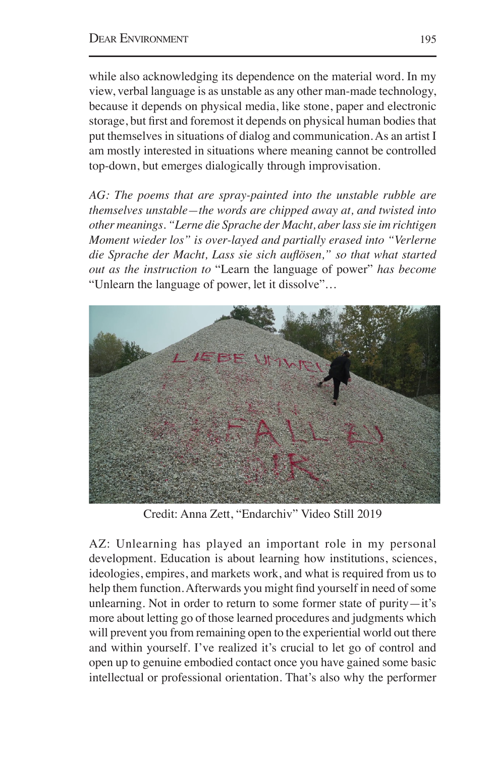while also acknowledging its dependence on the material word. In my view, verbal language is as unstable as any other man-made technology, because it depends on physical media, like stone, paper and electronic storage, but first and foremost it depends on physical human bodies that put themselves in situations of dialog and communication. As an artist I am mostly interested in situations where meaning cannot be controlled top-down, but emerges dialogically through improvisation.

*AG: The poems that are spray-painted into the unstable rubble are themselves unstable—the words are chipped away at, and twisted into other meanings. "Lerne die Sprache der Macht, aber lass sie im richtigen Moment wieder los" is over-layed and partially erased into "Verlerne die Sprache der Macht, Lass sie sich auflösen," so that what started out as the instruction to* "Learn the language of power" *has become* "Unlearn the language of power, let it dissolve"…

Credit: Anna Zett, "Endarchiv" Video Still 2019

AZ: Unlearning has played an important role in my personal development. Education is about learning how institutions, sciences, ideologies, empires, and markets work, and what is required from us to help them function. Afterwards you might find yourself in need of some unlearning. Not in order to return to some former state of purity—it's more about letting go of those learned procedures and judgments which will prevent you from remaining open to the experiential world out there and within yourself. I've realized it's crucial to let go of control and open up to genuine embodied contact once you have gained some basic intellectual or professional orientation. That's also why the performer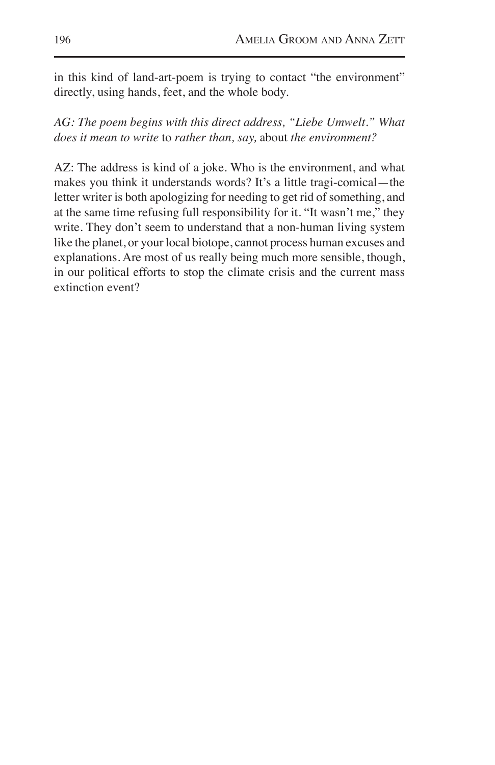in this kind of land-art-poem is trying to contact "the environment" directly, using hands, feet, and the whole body.

*AG: The poem begins with this direct address, "Liebe Umwelt." What does it mean to write* to *rather than, say,* about *the environment?*

AZ: The address is kind of a joke. Who is the environment, and what makes you think it understands words? It's a little tragi-comical—the letter writer is both apologizing for needing to get rid of something, and at the same time refusing full responsibility for it. "It wasn't me," they write. They don't seem to understand that a non-human living system like the planet, or your local biotope, cannot process human excuses and explanations. Are most of us really being much more sensible, though, in our political efforts to stop the climate crisis and the current mass extinction event?